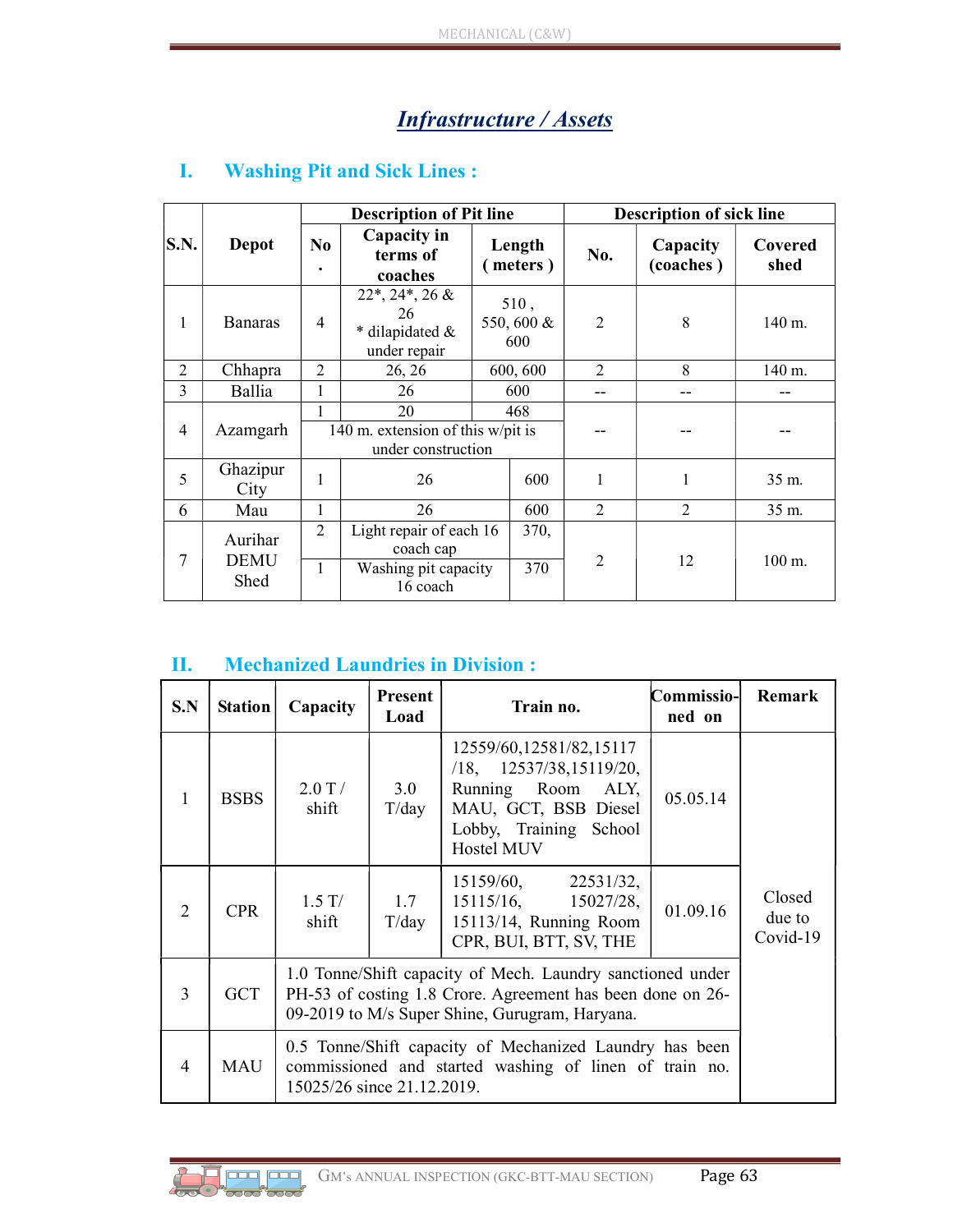# *Infrastructure / Assets*

## I. Washing Pit and Sick Lines :

| S.N. | Depot | Description of Pit line | | | Description of sick line | | |
|---|---|---|---|---|---|---|---|
| | | No. | Capacity in terms of coaches | Length ( meters ) | No. | Capacity (coaches ) | Covered shed |
| 1 | Banaras | 4 | 22*, 24*, 26 & 26 * dilapidated & under repair | 510 , 550, 600 & 600 | 2 | 8 | 140 m. |
| 2 | Chhapra | 2 | 26, 26 | 600, 600 | 2 | 8 | 140 m. |
| 3 | Ballia | 1 | 26 | 600 | -- | -- | -- |
| 4 | Azamgarh | 1 | 20 | 468 | -- | -- | -- |
| | | 140 m. extension of this w/pit is under construction | | | | | |
| 5 | Ghazipur City | 1 | 26 | 600 | 1 | 1 | 35 m. |
| 6 | Mau | 1 | 26 | 600 | 2 | 2 | 35 m. |
| 7 | Aurihar DEMU Shed | 2 | Light repair of each 16 coach cap | 370, | 2 | 12 | 100 m. |
| | | 1 | Washing pit capacity 16 coach | 370 | | | |

## II. Mechanized Laundries in Division :

| S.N | Station | Capacity | Present Load | Train no. | Commissio-ned on | Remark |
|---|---|---|---|---|---|---|
| 1 | BSBS | 2.0 T / shift | 3.0 T/day | 12559/60,12581/82,15117 /18, 12537/38,15119/20, Running Room ALY, MAU, GCT, BSB Diesel Lobby, Training School Hostel MUV | 05.05.14 | Closed due to Covid-19 |
| 2 | CPR | 1.5 T/ shift | 1.7 T/day | 15159/60, 22531/32, 15115/16, 15027/28, 15113/14, Running Room CPR, BUI, BTT, SV, THE | 01.09.16 | |
| 3 | GCT | 1.0 Tonne/Shift capacity of Mech. Laundry sanctioned under PH-53 of costing 1.8 Crore. Agreement has been done on 26-09-2019 to M/s Super Shine, Gurugram, Haryana. | | | | |
| 4 | MAU | 0.5 Tonne/Shift capacity of Mechanized Laundry has been commissioned and started washing of linen of train no. 15025/26 since 21.12.2019. | | | | |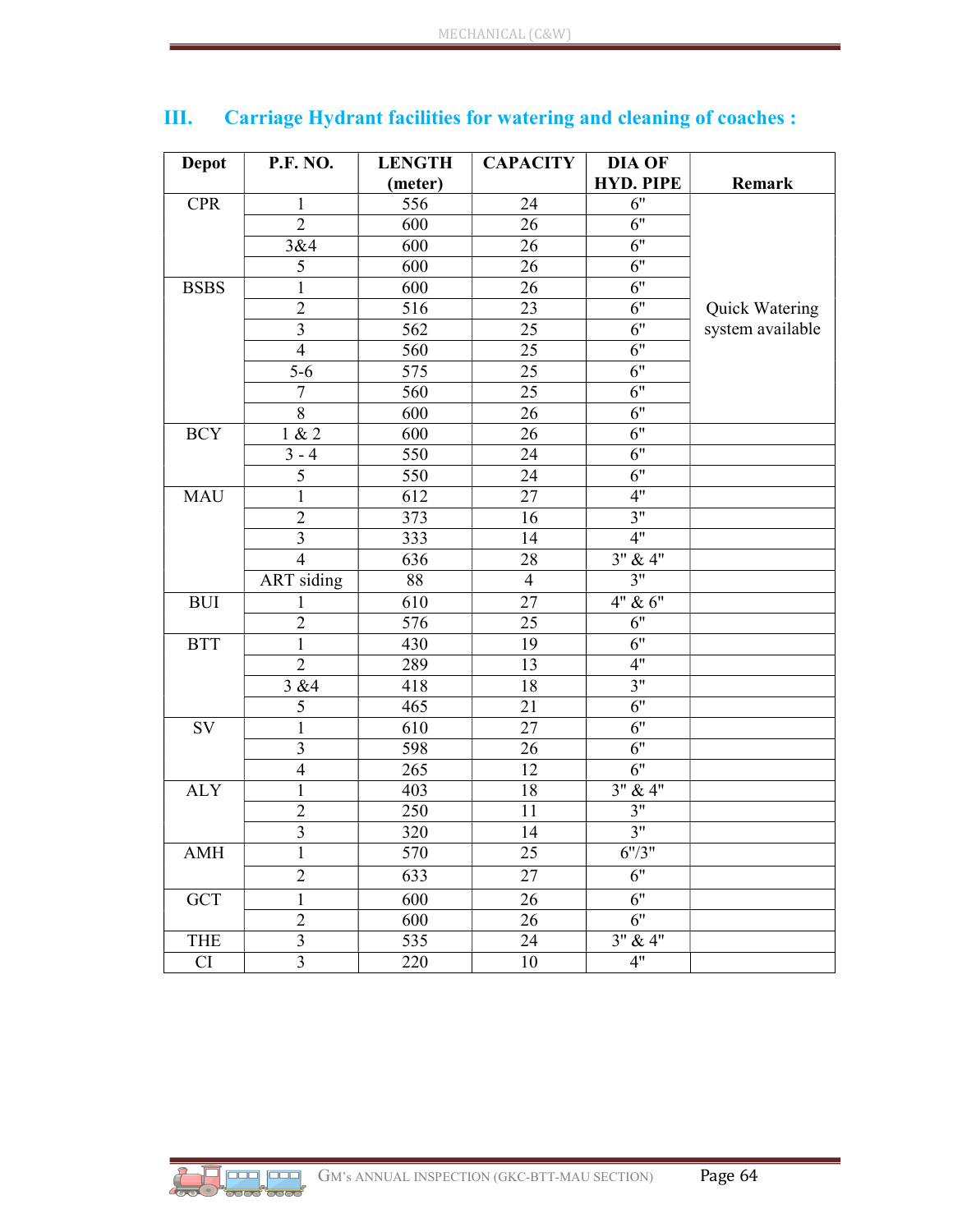## III. Carriage Hydrant facilities for watering and cleaning of coaches :

| Depot | P.F. NO. | LENGTH (meter) | CAPACITY | DIA OF HYD. PIPE | Remark |
|---|---|---|---|---|---|
| CPR | 1 | 556 | 24 | 6" | Quick Watering system available |
| | 2 | 600 | 26 | 6" | |
| | 3&4 | 600 | 26 | 6" | |
| | 5 | 600 | 26 | 6" | |
| BSBS | 1 | 600 | 26 | 6" | |
| | 2 | 516 | 23 | 6" | |
| | 3 | 562 | 25 | 6" | |
| | 4 | 560 | 25 | 6" | |
| | 5-6 | 575 | 25 | 6" | |
| | 7 | 560 | 25 | 6" | |
| | 8 | 600 | 26 | 6" | |
| BCY | 1 & 2 | 600 | 26 | 6" | |
| | 3 - 4 | 550 | 24 | 6" | |
| | 5 | 550 | 24 | 6" | |
| MAU | 1 | 612 | 27 | 4" | |
| | 2 | 373 | 16 | 3" | |
| | 3 | 333 | 14 | 4" | |
| | 4 | 636 | 28 | 3" & 4" | |
| | ART siding | 88 | 4 | 3" | |
| BUI | 1 | 610 | 27 | 4" & 6" | |
| | 2 | 576 | 25 | 6" | |
| BTT | 1 | 430 | 19 | 6" | |
| | 2 | 289 | 13 | 4" | |
| | 3 &4 | 418 | 18 | 3" | |
| | 5 | 465 | 21 | 6" | |
| SV | 1 | 610 | 27 | 6" | |
| | 3 | 598 | 26 | 6" | |
| | 4 | 265 | 12 | 6" | |
| ALY | 1 | 403 | 18 | 3" & 4" | |
| | 2 | 250 | 11 | 3" | |
| | 3 | 320 | 14 | 3" | |
| AMH | 1 | 570 | 25 | 6"/3" | |
| | 2 | 633 | 27 | 6" | |
| GCT | 1 | 600 | 26 | 6" | |
| | 2 | 600 | 26 | 6" | |
| THE | 3 | 535 | 24 | 3" & 4" | |
| CI | 3 | 220 | 10 | 4" | |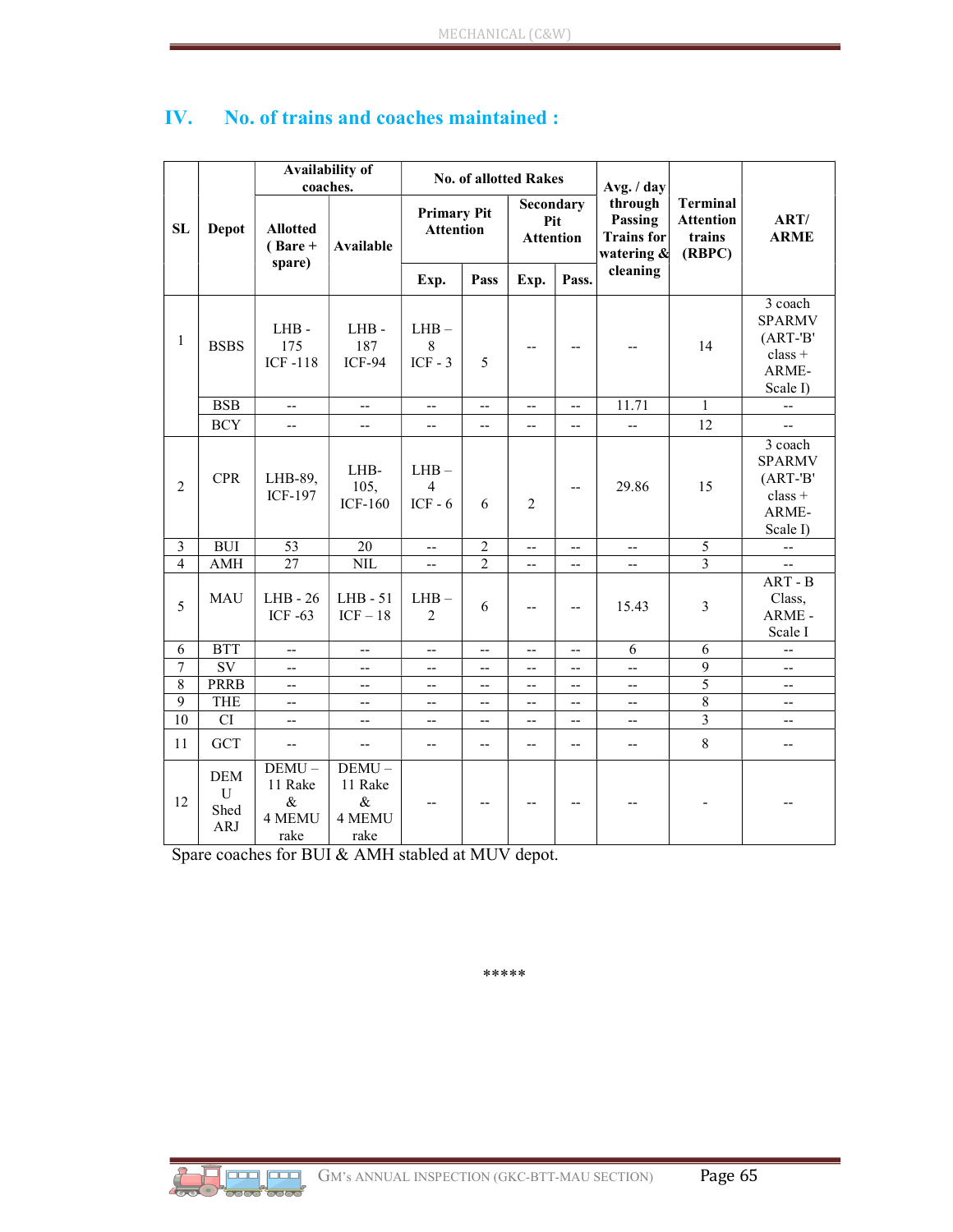## IV. No. of trains and coaches maintained :

| SL | Depot | Availability of coaches. | | No. of allotted Rakes | | | | Avg. / day through Passing Trains for watering & cleaning | Terminal Attention trains (RBPC) | ART/ ARME |
|---|---|---|---|---|---|---|---|---|---|---|
| | | Allotted ( Bare + spare) | Available | Primary Pit Attention | | Secondary Pit Attention | | | | |
| | | | | Exp. | Pass | Exp. | Pass. | | | |
| 1 | BSBS | LHB - 175 ICF -118 | LHB - 187 ICF-94 | LHB – 8 ICF - 3 | 5 | -- | -- | -- | 14 | 3 coach SPARMV (ART-'B' class + ARME- Scale I) |
| | BSB | -- | -- | -- | -- | -- | -- | 11.71 | 1 | -- |
| | BCY | -- | -- | -- | -- | -- | -- | -- | 12 | -- |
| 2 | CPR | LHB-89, ICF-197 | LHB-105, ICF-160 | LHB – 4 ICF - 6 | 6 | 2 | -- | 29.86 | 15 | 3 coach SPARMV (ART-'B' class + ARME- Scale I) |
| 3 | BUI | 53 | 20 | -- | 2 | -- | -- | -- | 5 | -- |
| 4 | AMH | 27 | NIL | -- | 2 | -- | -- | -- | 3 | -- |
| 5 | MAU | LHB - 26 ICF -63 | LHB - 51 ICF – 18 | LHB – 2 | 6 | -- | -- | 15.43 | 3 | ART - B Class, ARME - Scale I |
| 6 | BTT | -- | -- | -- | -- | -- | -- | 6 | 6 | -- |
| 7 | SV | -- | -- | -- | -- | -- | -- | -- | 9 | -- |
| 8 | PRRB | -- | -- | -- | -- | -- | -- | -- | 5 | -- |
| 9 | THE | -- | -- | -- | -- | -- | -- | -- | 8 | -- |
| 10 | CI | -- | -- | -- | -- | -- | -- | -- | 3 | -- |
| 11 | GCT | -- | -- | -- | -- | -- | -- | -- | 8 | -- |
| 12 | DEMU Shed ARJ | DEMU – 11 Rake & 4 MEMU rake | DEMU – 11 Rake & 4 MEMU rake | -- | -- | -- | -- | -- | - | -- |

Spare coaches for BUI & AMH stabled at MUV depot.

*****